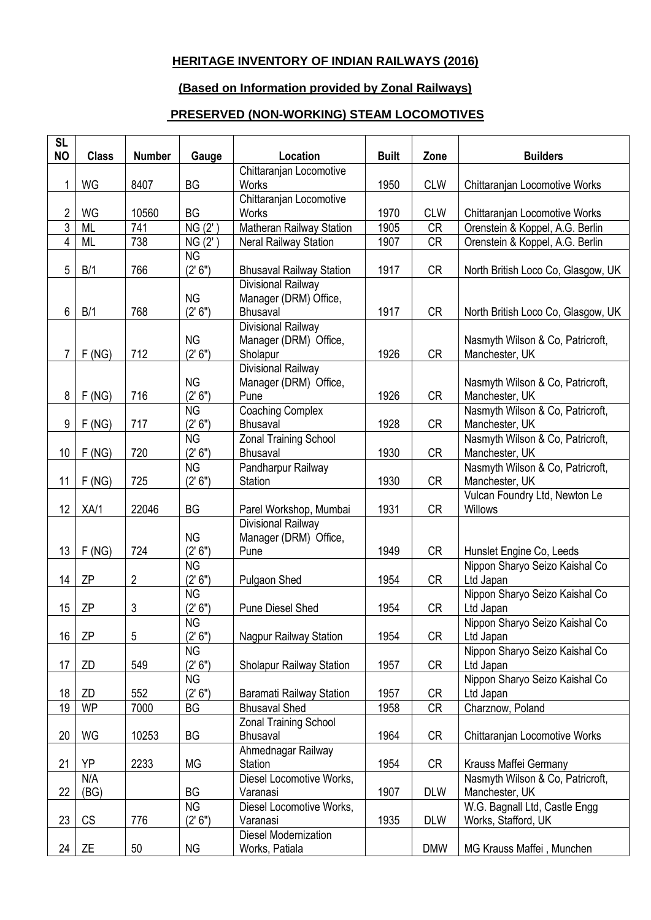**HERITAGE INVENTORY OF INDIAN RAILWAYS (2016)**

**(Based on Information provided by Zonal Railways)**

**PRESERVED (NON-WORKING) STEAM LOCOMOTIVES**

| SL NO | Class | Number | Gauge | Location | Built | Zone | Builders |
|---|---|---|---|---|---|---|---|
| 1 | WG | 8407 | BG | Chittaranjan Locomotive Works | 1950 | CLW | Chittaranjan Locomotive Works |
| 2 | WG | 10560 | BG | Chittaranjan Locomotive Works | 1970 | CLW | Chittaranjan Locomotive Works |
| 3 | ML | 741 | NG (2' ) | Matheran Railway Station | 1905 | CR | Orenstein & Koppel, A.G. Berlin |
| 4 | ML | 738 | NG (2' ) | Neral Railway Station | 1907 | CR | Orenstein & Koppel, A.G. Berlin |
| 5 | B/1 | 766 | NG (2' 6") | Bhusaval Railway Station | 1917 | CR | North British Loco Co, Glasgow, UK |
| 6 | B/1 | 768 | NG (2' 6") | Divisional Railway Manager (DRM) Office, Bhusaval | 1917 | CR | North British Loco Co, Glasgow, UK |
| 7 | F (NG) | 712 | NG (2' 6") | Divisional Railway Manager (DRM) Office, Sholapur | 1926 | CR | Nasmyth Wilson & Co, Patricroft, Manchester, UK |
| 8 | F (NG) | 716 | NG (2' 6") | Divisional Railway Manager (DRM) Office, Pune | 1926 | CR | Nasmyth Wilson & Co, Patricroft, Manchester, UK |
| 9 | F (NG) | 717 | NG (2' 6") | Coaching Complex Bhusaval | 1928 | CR | Nasmyth Wilson & Co, Patricroft, Manchester, UK |
| 10 | F (NG) | 720 | NG (2' 6") | Zonal Training School Bhusaval | 1930 | CR | Nasmyth Wilson & Co, Patricroft, Manchester, UK |
| 11 | F (NG) | 725 | NG (2' 6") | Pandharpur Railway Station | 1930 | CR | Nasmyth Wilson & Co, Patricroft, Manchester, UK |
| 12 | XA/1 | 22046 | BG | Parel Workshop, Mumbai | 1931 | CR | Vulcan Foundry Ltd, Newton Le Willows |
| 13 | F (NG) | 724 | NG (2' 6") | Divisional Railway Manager (DRM) Office, Pune | 1949 | CR | Hunslet Engine Co, Leeds |
| 14 | ZP | 2 | NG (2' 6") | Pulgaon Shed | 1954 | CR | Nippon Sharyo Seizo Kaishal Co Ltd Japan |
| 15 | ZP | 3 | NG (2' 6") | Pune Diesel Shed | 1954 | CR | Nippon Sharyo Seizo Kaishal Co Ltd Japan |
| 16 | ZP | 5 | NG (2' 6") | Nagpur Railway Station | 1954 | CR | Nippon Sharyo Seizo Kaishal Co Ltd Japan |
| 17 | ZD | 549 | NG (2' 6") | Sholapur Railway Station | 1957 | CR | Nippon Sharyo Seizo Kaishal Co Ltd Japan |
| 18 | ZD | 552 | NG (2' 6") | Baramati Railway Station | 1957 | CR | Nippon Sharyo Seizo Kaishal Co Ltd Japan |
| 19 | WP | 7000 | BG | Bhusaval Shed | 1958 | CR | Charznow, Poland |
| 20 | WG | 10253 | BG | Zonal Training School Bhusaval | 1964 | CR | Chittaranjan Locomotive Works |
| 21 | YP | 2233 | MG | Ahmednagar Railway Station | 1954 | CR | Krauss Maffei Germany |
| 22 | N/A (BG) | | BG | Diesel Locomotive Works, Varanasi | 1907 | DLW | Nasmyth Wilson & Co, Patricroft, Manchester, UK |
| 23 | CS | 776 | NG (2' 6") | Diesel Locomotive Works, Varanasi | 1935 | DLW | W.G. Bagnall Ltd, Castle Engg Works, Stafford, UK |
| 24 | ZE | 50 | NG | Diesel Modernization Works, Patiala | | DMW | MG Krauss Maffei , Munchen |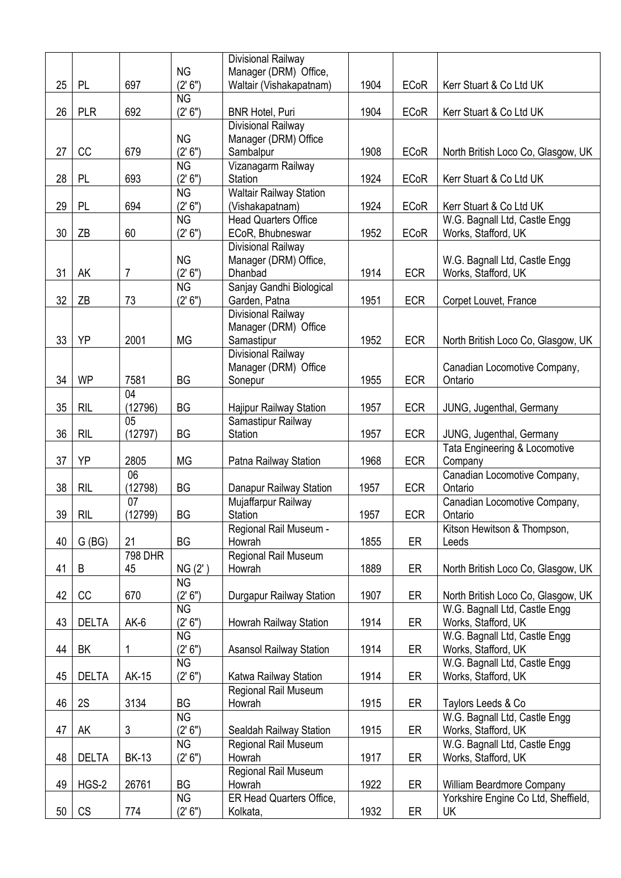| | | | | | | | |
|---|---|---|---|---|---|---|---|
| 25 | PL | 697 | NG (2' 6") | Divisional Railway Manager (DRM) Office, Waltair (Vishakapatnam) | 1904 | ECoR | Kerr Stuart & Co Ltd UK |
| 26 | PLR | 692 | NG (2' 6") | BNR Hotel, Puri | 1904 | ECoR | Kerr Stuart & Co Ltd UK |
| 27 | CC | 679 | NG (2' 6") | Divisional Railway Manager (DRM) Office Sambalpur | 1908 | ECoR | North British Loco Co, Glasgow, UK |
| 28 | PL | 693 | NG (2' 6") | Vizanagarm Railway Station | 1924 | ECoR | Kerr Stuart & Co Ltd UK |
| 29 | PL | 694 | NG (2' 6") | Waltair Railway Station (Vishakapatnam) | 1924 | ECoR | Kerr Stuart & Co Ltd UK |
| 30 | ZB | 60 | NG (2' 6") | Head Quarters Office ECoR, Bhubneswar | 1952 | ECoR | W.G. Bagnall Ltd, Castle Engg Works, Stafford, UK |
| 31 | AK | 7 | NG (2' 6") | Divisional Railway Manager (DRM) Office, Dhanbad | 1914 | ECR | W.G. Bagnall Ltd, Castle Engg Works, Stafford, UK |
| 32 | ZB | 73 | NG (2' 6") | Sanjay Gandhi Biological Garden, Patna | 1951 | ECR | Corpet Louvet, France |
| 33 | YP | 2001 | MG | Divisional Railway Manager (DRM) Office Samastipur | 1952 | ECR | North British Loco Co, Glasgow, UK |
| 34 | WP | 7581 | BG | Divisional Railway Manager (DRM) Office Sonepur | 1955 | ECR | Canadian Locomotive Company, Ontario |
| 35 | RIL | 04 (12796) | BG | Hajipur Railway Station | 1957 | ECR | JUNG, Jugenthal, Germany |
| 36 | RIL | 05 (12797) | BG | Samastipur Railway Station | 1957 | ECR | JUNG, Jugenthal, Germany |
| 37 | YP | 2805 | MG | Patna Railway Station | 1968 | ECR | Tata Engineering & Locomotive Company |
| 38 | RIL | 06 (12798) | BG | Danapur Railway Station | 1957 | ECR | Canadian Locomotive Company, Ontario |
| 39 | RIL | 07 (12799) | BG | Mujaffarpur Railway Station | 1957 | ECR | Canadian Locomotive Company, Ontario |
| 40 | G (BG) | 21 | BG | Regional Rail Museum - Howrah | 1855 | ER | Kitson Hewitson & Thompson, Leeds |
| 41 | B | 798 DHR 45 | NG (2' ) | Regional Rail Museum Howrah | 1889 | ER | North British Loco Co, Glasgow, UK |
| 42 | CC | 670 | NG (2' 6") | Durgapur Railway Station | 1907 | ER | North British Loco Co, Glasgow, UK |
| 43 | DELTA | AK-6 | NG (2' 6") | Howrah Railway Station | 1914 | ER | W.G. Bagnall Ltd, Castle Engg Works, Stafford, UK |
| 44 | BK | 1 | NG (2' 6") | Asansol Railway Station | 1914 | ER | W.G. Bagnall Ltd, Castle Engg Works, Stafford, UK |
| 45 | DELTA | AK-15 | NG (2' 6") | Katwa Railway Station | 1914 | ER | W.G. Bagnall Ltd, Castle Engg Works, Stafford, UK |
| 46 | 2S | 3134 | BG | Regional Rail Museum Howrah | 1915 | ER | Taylors Leeds & Co |
| 47 | AK | 3 | NG (2' 6") | Sealdah Railway Station | 1915 | ER | W.G. Bagnall Ltd, Castle Engg Works, Stafford, UK |
| 48 | DELTA | BK-13 | NG (2' 6") | Regional Rail Museum Howrah | 1917 | ER | W.G. Bagnall Ltd, Castle Engg Works, Stafford, UK |
| 49 | HGS-2 | 26761 | BG | Regional Rail Museum Howrah | 1922 | ER | William Beardmore Company |
| 50 | CS | 774 | NG (2' 6") | ER Head Quarters Office, Kolkata, | 1932 | ER | Yorkshire Engine Co Ltd, Sheffield, UK |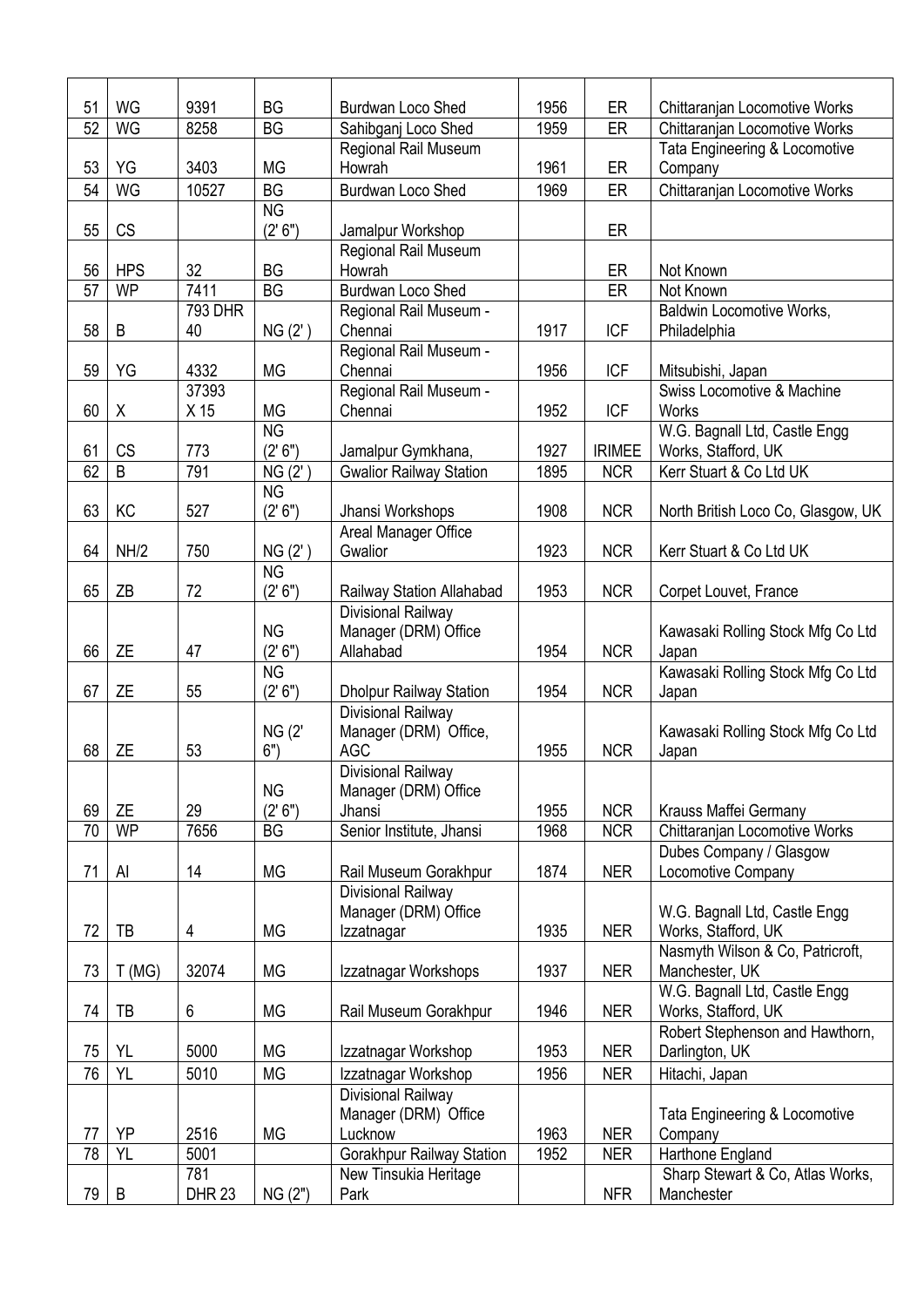| | | | | | | | |
|---|---|---|---|---|---|---|---|
| 51 | WG | 9391 | BG | Burdwan Loco Shed | 1956 | ER | Chittaranjan Locomotive Works |
| 52 | WG | 8258 | BG | Sahibganj Loco Shed | 1959 | ER | Chittaranjan Locomotive Works |
| 53 | YG | 3403 | MG | Regional Rail Museum Howrah | 1961 | ER | Tata Engineering & Locomotive Company |
| 54 | WG | 10527 | BG | Burdwan Loco Shed | 1969 | ER | Chittaranjan Locomotive Works |
| 55 | CS | | NG (2' 6") | Jamalpur Workshop | | ER | |
| 56 | HPS | 32 | BG | Regional Rail Museum Howrah | | ER | Not Known |
| 57 | WP | 7411 | BG | Burdwan Loco Shed | | ER | Not Known |
| 58 | B | 793 DHR 40 | NG (2') | Regional Rail Museum - Chennai | 1917 | ICF | Baldwin Locomotive Works, Philadelphia |
| 59 | YG | 4332 | MG | Regional Rail Museum - Chennai | 1956 | ICF | Mitsubishi, Japan |
| 60 | X | 37393 X 15 | MG | Regional Rail Museum - Chennai | 1952 | ICF | Swiss Locomotive & Machine Works |
| 61 | CS | 773 | NG (2' 6") | Jamalpur Gymkhana, | 1927 | IRIMEE | W.G. Bagnall Ltd, Castle Engg Works, Stafford, UK |
| 62 | B | 791 | NG (2') | Gwalior Railway Station | 1895 | NCR | Kerr Stuart & Co Ltd UK |
| 63 | KC | 527 | NG (2' 6") | Jhansi Workshops | 1908 | NCR | North British Loco Co, Glasgow, UK |
| 64 | NH/2 | 750 | NG (2') | Areal Manager Office Gwalior | 1923 | NCR | Kerr Stuart & Co Ltd UK |
| 65 | ZB | 72 | NG (2' 6") | Railway Station Allahabad | 1953 | NCR | Corpet Louvet, France |
| 66 | ZE | 47 | NG (2' 6") | Divisional Railway Manager (DRM) Office Allahabad | 1954 | NCR | Kawasaki Rolling Stock Mfg Co Ltd Japan |
| 67 | ZE | 55 | NG (2' 6") | Dholpur Railway Station | 1954 | NCR | Kawasaki Rolling Stock Mfg Co Ltd Japan |
| 68 | ZE | 53 | NG (2' 6") | Divisional Railway Manager (DRM) Office, AGC | 1955 | NCR | Kawasaki Rolling Stock Mfg Co Ltd Japan |
| 69 | ZE | 29 | NG (2' 6") | Divisional Railway Manager (DRM) Office Jhansi | 1955 | NCR | Krauss Maffei Germany |
| 70 | WP | 7656 | BG | Senior Institute, Jhansi | 1968 | NCR | Chittaranjan Locomotive Works |
| 71 | AI | 14 | MG | Rail Museum Gorakhpur | 1874 | NER | Dubes Company / Glasgow Locomotive Company |
| 72 | TB | 4 | MG | Divisional Railway Manager (DRM) Office Izzatnagar | 1935 | NER | W.G. Bagnall Ltd, Castle Engg Works, Stafford, UK |
| 73 | T (MG) | 32074 | MG | Izzatnagar Workshops | 1937 | NER | Nasmyth Wilson & Co, Patricroft, Manchester, UK |
| 74 | TB | 6 | MG | Rail Museum Gorakhpur | 1946 | NER | W.G. Bagnall Ltd, Castle Engg Works, Stafford, UK |
| 75 | YL | 5000 | MG | Izzatnagar Workshop | 1953 | NER | Robert Stephenson and Hawthorn, Darlington, UK |
| 76 | YL | 5010 | MG | Izzatnagar Workshop | 1956 | NER | Hitachi, Japan |
| 77 | YP | 2516 | MG | Divisional Railway Manager (DRM) Office Lucknow | 1963 | NER | Tata Engineering & Locomotive Company |
| 78 | YL | 5001 | | Gorakhpur Railway Station | 1952 | NER | Harthone England |
| 79 | B | 781 DHR 23 | NG (2") | New Tinsukia Heritage Park | | NFR | Sharp Stewart & Co, Atlas Works, Manchester |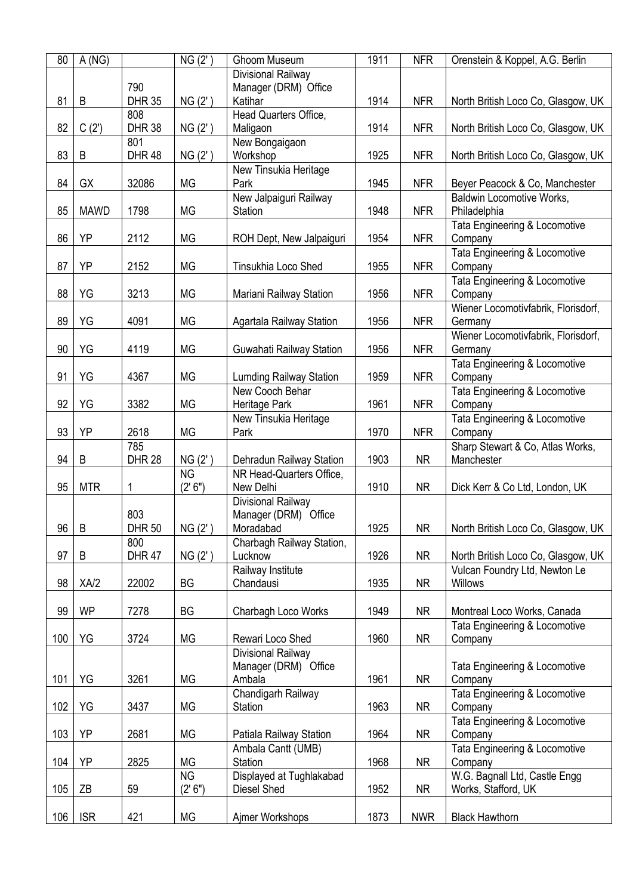| 80 | A (NG) | | NG (2') | Ghoom Museum | 1911 | NFR | Orenstein & Koppel, A.G. Berlin |
|---|---|---|---|---|---|---|---|
| 81 | B | 790 DHR 35 | NG (2') | Divisional Railway Manager (DRM) Office Katihar | 1914 | NFR | North British Loco Co, Glasgow, UK |
| 82 | C (2') | 808 DHR 38 | NG (2') | Head Quarters Office, Maligaon | 1914 | NFR | North British Loco Co, Glasgow, UK |
| 83 | B | 801 DHR 48 | NG (2') | New Bongaigaon Workshop | 1925 | NFR | North British Loco Co, Glasgow, UK |
| 84 | GX | 32086 | MG | New Tinsukia Heritage Park | 1945 | NFR | Beyer Peacock & Co, Manchester |
| 85 | MAWD | 1798 | MG | New Jalpaiguri Railway Station | 1948 | NFR | Baldwin Locomotive Works, Philadelphia |
| 86 | YP | 2112 | MG | ROH Dept, New Jalpaiguri | 1954 | NFR | Tata Engineering & Locomotive Company |
| 87 | YP | 2152 | MG | Tinsukhia Loco Shed | 1955 | NFR | Tata Engineering & Locomotive Company |
| 88 | YG | 3213 | MG | Mariani Railway Station | 1956 | NFR | Tata Engineering & Locomotive Company |
| 89 | YG | 4091 | MG | Agartala Railway Station | 1956 | NFR | Wiener Locomotivfabrik, Florisdorf, Germany |
| 90 | YG | 4119 | MG | Guwahati Railway Station | 1956 | NFR | Wiener Locomotivfabrik, Florisdorf, Germany |
| 91 | YG | 4367 | MG | Lumding Railway Station | 1959 | NFR | Tata Engineering & Locomotive Company |
| 92 | YG | 3382 | MG | New Cooch Behar Heritage Park | 1961 | NFR | Tata Engineering & Locomotive Company |
| 93 | YP | 2618 | MG | New Tinsukia Heritage Park | 1970 | NFR | Tata Engineering & Locomotive Company |
| 94 | B | 785 DHR 28 | NG (2') | Dehradun Railway Station | 1903 | NR | Sharp Stewart & Co, Atlas Works, Manchester |
| 95 | MTR | 1 | NG (2' 6") | NR Head-Quarters Office, New Delhi | 1910 | NR | Dick Kerr & Co Ltd, London, UK |
| 96 | B | 803 DHR 50 | NG (2') | Divisional Railway Manager (DRM) Office Moradabad | 1925 | NR | North British Loco Co, Glasgow, UK |
| 97 | B | 800 DHR 47 | NG (2') | Charbagh Railway Station, Lucknow | 1926 | NR | North British Loco Co, Glasgow, UK |
| 98 | XA/2 | 22002 | BG | Railway Institute Chandausi | 1935 | NR | Vulcan Foundry Ltd, Newton Le Willows |
| 99 | WP | 7278 | BG | Charbagh Loco Works | 1949 | NR | Montreal Loco Works, Canada |
| 100 | YG | 3724 | MG | Rewari Loco Shed | 1960 | NR | Tata Engineering & Locomotive Company |
| 101 | YG | 3261 | MG | Divisional Railway Manager (DRM) Office Ambala | 1961 | NR | Tata Engineering & Locomotive Company |
| 102 | YG | 3437 | MG | Chandigarh Railway Station | 1963 | NR | Tata Engineering & Locomotive Company |
| 103 | YP | 2681 | MG | Patiala Railway Station | 1964 | NR | Tata Engineering & Locomotive Company |
| 104 | YP | 2825 | MG | Ambala Cantt (UMB) Station | 1968 | NR | Tata Engineering & Locomotive Company |
| 105 | ZB | 59 | NG (2' 6") | Displayed at Tughlakabad Diesel Shed | 1952 | NR | W.G. Bagnall Ltd, Castle Engg Works, Stafford, UK |
| 106 | ISR | 421 | MG | Ajmer Workshops | 1873 | NWR | Black Hawthorn |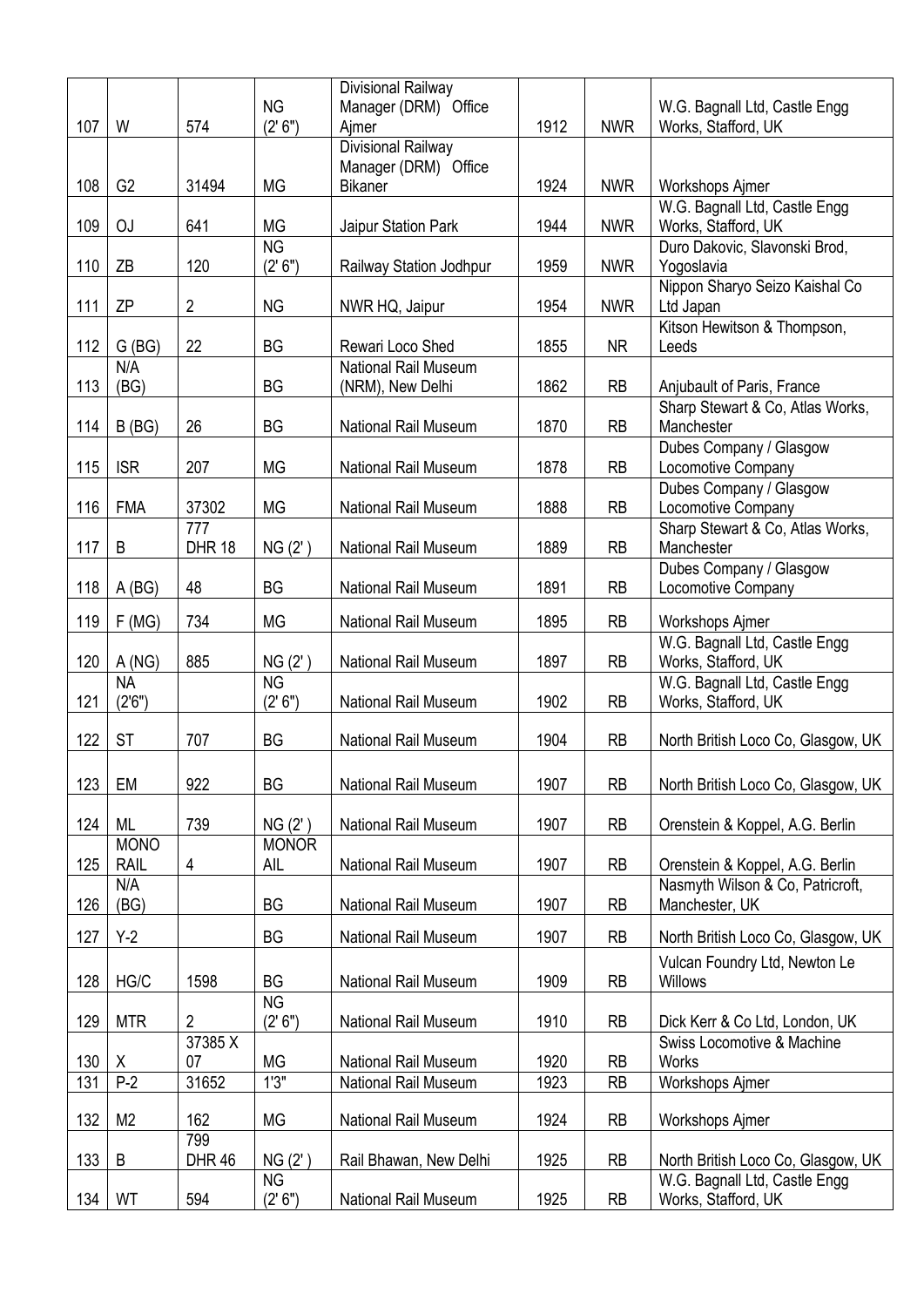| 107 | W | 574 | NG (2' 6") | Divisional Railway Manager (DRM) Office Ajmer | 1912 | NWR | W.G. Bagnall Ltd, Castle Engg Works, Stafford, UK |
|---|---|---|---|---|---|---|---|
| 108 | G2 | 31494 | MG | Divisional Railway Manager (DRM) Office Bikaner | 1924 | NWR | Workshops Ajmer |
| 109 | OJ | 641 | MG | Jaipur Station Park | 1944 | NWR | W.G. Bagnall Ltd, Castle Engg Works, Stafford, UK |
| 110 | ZB | 120 | NG (2' 6") | Railway Station Jodhpur | 1959 | NWR | Duro Dakovic, Slavonski Brod, Yogoslavia |
| 111 | ZP | 2 | NG | NWR HQ, Jaipur | 1954 | NWR | Nippon Sharyo Seizo Kaishal Co Ltd Japan |
| 112 | G (BG) | 22 | BG | Rewari Loco Shed | 1855 | NR | Kitson Hewitson & Thompson, Leeds |
| 113 | N/A (BG) | | BG | National Rail Museum (NRM), New Delhi | 1862 | RB | Anjubault of Paris, France |
| 114 | B (BG) | 26 | BG | National Rail Museum | 1870 | RB | Sharp Stewart & Co, Atlas Works, Manchester |
| 115 | ISR | 207 | MG | National Rail Museum | 1878 | RB | Dubes Company / Glasgow Locomotive Company |
| 116 | FMA | 37302 | MG | National Rail Museum | 1888 | RB | Dubes Company / Glasgow Locomotive Company |
| 117 | B | 777 DHR 18 | NG (2' ) | National Rail Museum | 1889 | RB | Sharp Stewart & Co, Atlas Works, Manchester |
| 118 | A (BG) | 48 | BG | National Rail Museum | 1891 | RB | Dubes Company / Glasgow Locomotive Company |
| 119 | F (MG) | 734 | MG | National Rail Museum | 1895 | RB | Workshops Ajmer |
| 120 | A (NG) | 885 | NG (2' ) | National Rail Museum | 1897 | RB | W.G. Bagnall Ltd, Castle Engg Works, Stafford, UK |
| 121 | NA (2'6") | | NG (2' 6") | National Rail Museum | 1902 | RB | W.G. Bagnall Ltd, Castle Engg Works, Stafford, UK |
| 122 | ST | 707 | BG | National Rail Museum | 1904 | RB | North British Loco Co, Glasgow, UK |
| 123 | EM | 922 | BG | National Rail Museum | 1907 | RB | North British Loco Co, Glasgow, UK |
| 124 | ML | 739 | NG (2' ) | National Rail Museum | 1907 | RB | Orenstein & Koppel, A.G. Berlin |
| 125 | MONO RAIL | 4 | MONOR AIL | National Rail Museum | 1907 | RB | Orenstein & Koppel, A.G. Berlin |
| 126 | N/A (BG) | | BG | National Rail Museum | 1907 | RB | Nasmyth Wilson & Co, Patricroft, Manchester, UK |
| 127 | Y-2 | | BG | National Rail Museum | 1907 | RB | North British Loco Co, Glasgow, UK |
| 128 | HG/C | 1598 | BG | National Rail Museum | 1909 | RB | Vulcan Foundry Ltd, Newton Le Willows |
| 129 | MTR | 2 | NG (2' 6") | National Rail Museum | 1910 | RB | Dick Kerr & Co Ltd, London, UK |
| 130 | X | 37385 X 07 | MG | National Rail Museum | 1920 | RB | Swiss Locomotive & Machine Works |
| 131 | P-2 | 31652 | 1'3" | National Rail Museum | 1923 | RB | Workshops Ajmer |
| 132 | M2 | 162 | MG | National Rail Museum | 1924 | RB | Workshops Ajmer |
| 133 | B | 799 DHR 46 | NG (2' ) | Rail Bhawan, New Delhi | 1925 | RB | North British Loco Co, Glasgow, UK |
| 134 | WT | 594 | NG (2' 6") | National Rail Museum | 1925 | RB | W.G. Bagnall Ltd, Castle Engg Works, Stafford, UK |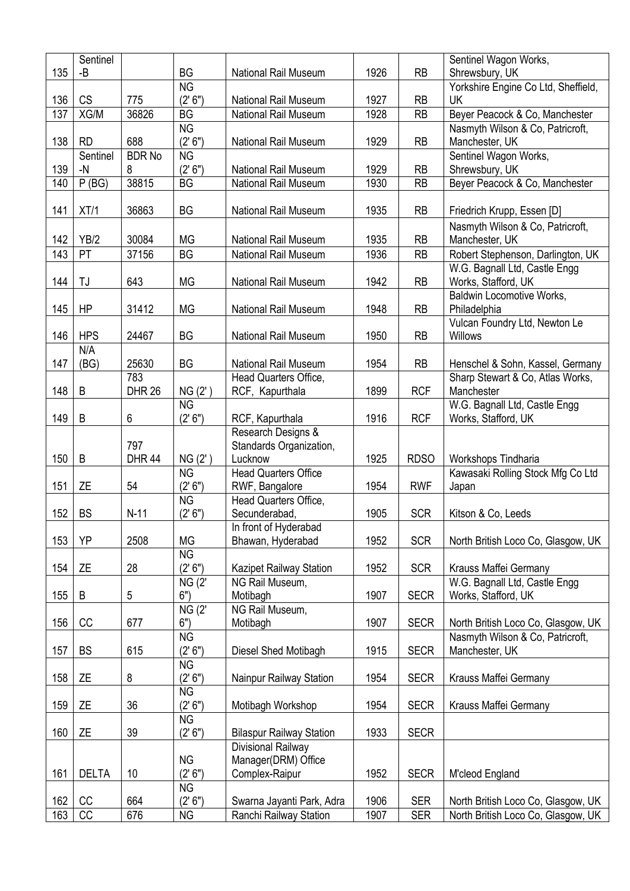| 135 | Sentinel -B | | BG | National Rail Museum | 1926 | RB | Sentinel Wagon Works, Shrewsbury, UK |
|---|---|---|---|---|---|---|---|
| 136 | CS | 775 | NG (2' 6") | National Rail Museum | 1927 | RB | Yorkshire Engine Co Ltd, Sheffield, UK |
| 137 | XG/M | 36826 | BG | National Rail Museum | 1928 | RB | Beyer Peacock & Co, Manchester |
| 138 | RD | 688 | NG (2' 6") | National Rail Museum | 1929 | RB | Nasmyth Wilson & Co, Patricroft, Manchester, UK |
| 139 | Sentinel -N | BDR No 8 | NG (2' 6") | National Rail Museum | 1929 | RB | Sentinel Wagon Works, Shrewsbury, UK |
| 140 | P (BG) | 38815 | BG | National Rail Museum | 1930 | RB | Beyer Peacock & Co, Manchester |
| 141 | XT/1 | 36863 | BG | National Rail Museum | 1935 | RB | Friedrich Krupp, Essen [D] |
| 142 | YB/2 | 30084 | MG | National Rail Museum | 1935 | RB | Nasmyth Wilson & Co, Patricroft, Manchester, UK |
| 143 | PT | 37156 | BG | National Rail Museum | 1936 | RB | Robert Stephenson, Darlington, UK |
| 144 | TJ | 643 | MG | National Rail Museum | 1942 | RB | W.G. Bagnall Ltd, Castle Engg Works, Stafford, UK |
| 145 | HP | 31412 | MG | National Rail Museum | 1948 | RB | Baldwin Locomotive Works, Philadelphia |
| 146 | HPS | 24467 | BG | National Rail Museum | 1950 | RB | Vulcan Foundry Ltd, Newton Le Willows |
| 147 | N/A (BG) | 25630 | BG | National Rail Museum | 1954 | RB | Henschel & Sohn, Kassel, Germany |
| 148 | B | 783 DHR 26 | NG (2' ) | Head Quarters Office, RCF, Kapurthala | 1899 | RCF | Sharp Stewart & Co, Atlas Works, Manchester |
| 149 | B | 6 | NG (2' 6") | RCF, Kapurthala | 1916 | RCF | W.G. Bagnall Ltd, Castle Engg Works, Stafford, UK |
| 150 | B | 797 DHR 44 | NG (2' ) | Research Designs & Standards Organization, Lucknow | 1925 | RDSO | Workshops Tindharia |
| 151 | ZE | 54 | NG (2' 6") | Head Quarters Office RWF, Bangalore | 1954 | RWF | Kawasaki Rolling Stock Mfg Co Ltd Japan |
| 152 | BS | N-11 | NG (2' 6") | Head Quarters Office, Secunderabad, | 1905 | SCR | Kitson & Co, Leeds |
| 153 | YP | 2508 | MG | In front of Hyderabad Bhawan, Hyderabad | 1952 | SCR | North British Loco Co, Glasgow, UK |
| 154 | ZE | 28 | NG (2' 6") | Kazipet Railway Station | 1952 | SCR | Krauss Maffei Germany |
| 155 | B | 5 | NG (2' 6") | NG Rail Museum, Motibagh | 1907 | SECR | W.G. Bagnall Ltd, Castle Engg Works, Stafford, UK |
| 156 | CC | 677 | NG (2' 6") | NG Rail Museum, Motibagh | 1907 | SECR | North British Loco Co, Glasgow, UK |
| 157 | BS | 615 | NG (2' 6") | Diesel Shed Motibagh | 1915 | SECR | Nasmyth Wilson & Co, Patricroft, Manchester, UK |
| 158 | ZE | 8 | NG (2' 6") | Nainpur Railway Station | 1954 | SECR | Krauss Maffei Germany |
| 159 | ZE | 36 | NG (2' 6") | Motibagh Workshop | 1954 | SECR | Krauss Maffei Germany |
| 160 | ZE | 39 | NG (2' 6") | Bilaspur Railway Station | 1933 | SECR | |
| 161 | DELTA | 10 | NG (2' 6") | Divisional Railway Manager(DRM) Office Complex-Raipur | 1952 | SECR | M'cleod England |
| 162 | CC | 664 | NG (2' 6") | Swarna Jayanti Park, Adra | 1906 | SER | North British Loco Co, Glasgow, UK |
| 163 | CC | 676 | NG | Ranchi Railway Station | 1907 | SER | North British Loco Co, Glasgow, UK |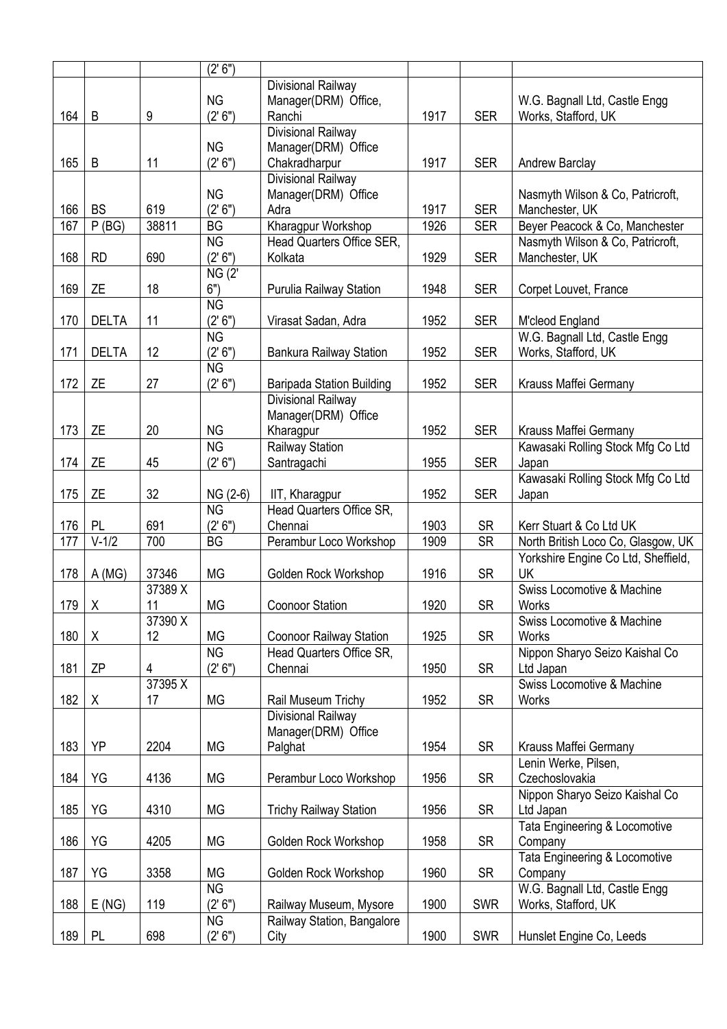| | | | (2' 6") | | | | |
|---|---|---|---|---|---|---|---|
| 164 | B | 9 | NG (2' 6") | Divisional Railway Manager(DRM) Office, Ranchi | 1917 | SER | W.G. Bagnall Ltd, Castle Engg Works, Stafford, UK |
| 165 | B | 11 | NG (2' 6") | Divisional Railway Manager(DRM) Office Chakradharpur | 1917 | SER | Andrew Barclay |
| 166 | BS | 619 | NG (2' 6") | Divisional Railway Manager(DRM) Office Adra | 1917 | SER | Nasmyth Wilson & Co, Patricroft, Manchester, UK |
| 167 | P (BG) | 38811 | BG | Kharagpur Workshop | 1926 | SER | Beyer Peacock & Co, Manchester |
| 168 | RD | 690 | NG (2' 6") | Head Quarters Office SER, Kolkata | 1929 | SER | Nasmyth Wilson & Co, Patricroft, Manchester, UK |
| 169 | ZE | 18 | NG (2' 6") | Purulia Railway Station | 1948 | SER | Corpet Louvet, France |
| 170 | DELTA | 11 | NG (2' 6") | Virasat Sadan, Adra | 1952 | SER | M'cleod England |
| 171 | DELTA | 12 | NG (2' 6") | Bankura Railway Station | 1952 | SER | W.G. Bagnall Ltd, Castle Engg Works, Stafford, UK |
| 172 | ZE | 27 | NG (2' 6") | Baripada Station Building | 1952 | SER | Krauss Maffei Germany |
| 173 | ZE | 20 | NG | Divisional Railway Manager(DRM) Office Kharagpur | 1952 | SER | Krauss Maffei Germany |
| 174 | ZE | 45 | NG (2' 6") | Railway Station Santragachi | 1955 | SER | Kawasaki Rolling Stock Mfg Co Ltd Japan |
| 175 | ZE | 32 | NG (2-6) | IIT, Kharagpur | 1952 | SER | Kawasaki Rolling Stock Mfg Co Ltd Japan |
| 176 | PL | 691 | NG (2' 6") | Head Quarters Office SR, Chennai | 1903 | SR | Kerr Stuart & Co Ltd UK |
| 177 | V-1/2 | 700 | BG | Perambur Loco Workshop | 1909 | SR | North British Loco Co, Glasgow, UK |
| 178 | A (MG) | 37346 | MG | Golden Rock Workshop | 1916 | SR | Yorkshire Engine Co Ltd, Sheffield, UK |
| 179 | X | 37389 X 11 | MG | Coonoor Station | 1920 | SR | Swiss Locomotive & Machine Works |
| 180 | X | 37390 X 12 | MG | Coonoor Railway Station | 1925 | SR | Swiss Locomotive & Machine Works |
| 181 | ZP | 4 | NG (2' 6") | Head Quarters Office SR, Chennai | 1950 | SR | Nippon Sharyo Seizo Kaishal Co Ltd Japan |
| 182 | X | 37395 X 17 | MG | Rail Museum Trichy | 1952 | SR | Swiss Locomotive & Machine Works |
| 183 | YP | 2204 | MG | Divisional Railway Manager(DRM) Office Palghat | 1954 | SR | Krauss Maffei Germany |
| 184 | YG | 4136 | MG | Perambur Loco Workshop | 1956 | SR | Lenin Werke, Pilsen, Czechoslovakia |
| 185 | YG | 4310 | MG | Trichy Railway Station | 1956 | SR | Nippon Sharyo Seizo Kaishal Co Ltd Japan |
| 186 | YG | 4205 | MG | Golden Rock Workshop | 1958 | SR | Tata Engineering & Locomotive Company |
| 187 | YG | 3358 | MG | Golden Rock Workshop | 1960 | SR | Tata Engineering & Locomotive Company |
| 188 | E (NG) | 119 | NG (2' 6") | Railway Museum, Mysore | 1900 | SWR | W.G. Bagnall Ltd, Castle Engg Works, Stafford, UK |
| 189 | PL | 698 | NG (2' 6") | Railway Station, Bangalore City | 1900 | SWR | Hunslet Engine Co, Leeds |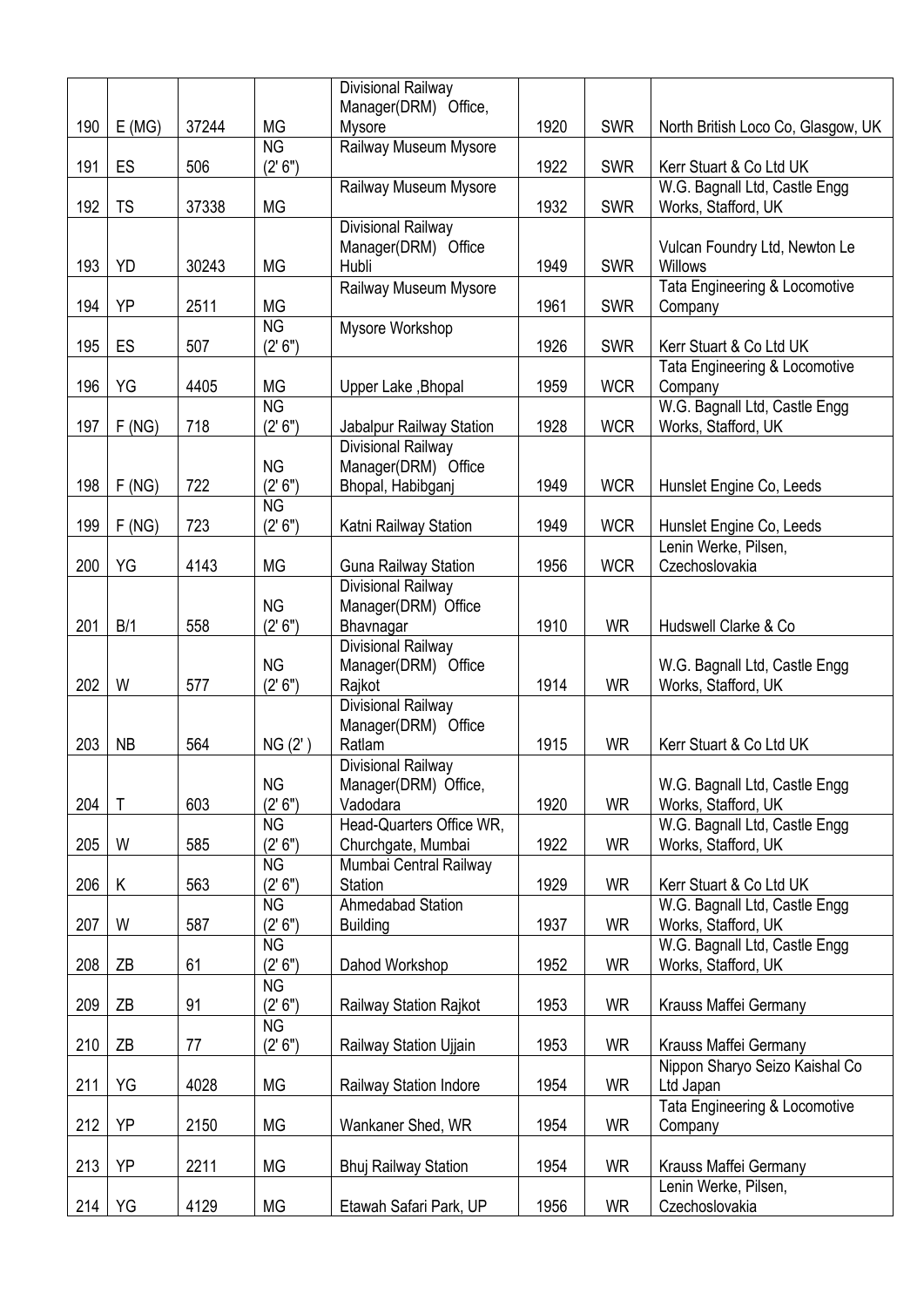| 190 | E (MG) | 37244 | MG | Divisional Railway Manager(DRM) Office, Mysore | 1920 | SWR | North British Loco Co, Glasgow, UK |
|---|---|---|---|---|---|---|---|
| 191 | ES | 506 | NG (2' 6") | Railway Museum Mysore | 1922 | SWR | Kerr Stuart & Co Ltd UK |
| 192 | TS | 37338 | MG | Railway Museum Mysore | 1932 | SWR | W.G. Bagnall Ltd, Castle Engg Works, Stafford, UK |
| 193 | YD | 30243 | MG | Divisional Railway Manager(DRM) Office Hubli | 1949 | SWR | Vulcan Foundry Ltd, Newton Le Willows |
| 194 | YP | 2511 | MG | Railway Museum Mysore | 1961 | SWR | Tata Engineering & Locomotive Company |
| 195 | ES | 507 | NG (2' 6") | Mysore Workshop | 1926 | SWR | Kerr Stuart & Co Ltd UK |
| 196 | YG | 4405 | MG | Upper Lake ,Bhopal | 1959 | WCR | Tata Engineering & Locomotive Company |
| 197 | F (NG) | 718 | NG (2' 6") | Jabalpur Railway Station | 1928 | WCR | W.G. Bagnall Ltd, Castle Engg Works, Stafford, UK |
| 198 | F (NG) | 722 | NG (2' 6") | Divisional Railway Manager(DRM) Office Bhopal, Habibganj | 1949 | WCR | Hunslet Engine Co, Leeds |
| 199 | F (NG) | 723 | NG (2' 6") | Katni Railway Station | 1949 | WCR | Hunslet Engine Co, Leeds |
| 200 | YG | 4143 | MG | Guna Railway Station | 1956 | WCR | Lenin Werke, Pilsen, Czechoslovakia |
| 201 | B/1 | 558 | NG (2' 6") | Divisional Railway Manager(DRM) Office Bhavnagar | 1910 | WR | Hudswell Clarke & Co |
| 202 | W | 577 | NG (2' 6") | Divisional Railway Manager(DRM) Office Rajkot | 1914 | WR | W.G. Bagnall Ltd, Castle Engg Works, Stafford, UK |
| 203 | NB | 564 | NG (2' ) | Divisional Railway Manager(DRM) Office Ratlam | 1915 | WR | Kerr Stuart & Co Ltd UK |
| 204 | T | 603 | NG (2' 6") | Divisional Railway Manager(DRM) Office, Vadodara | 1920 | WR | W.G. Bagnall Ltd, Castle Engg Works, Stafford, UK |
| 205 | W | 585 | NG (2' 6") | Head-Quarters Office WR, Churchgate, Mumbai | 1922 | WR | W.G. Bagnall Ltd, Castle Engg Works, Stafford, UK |
| 206 | K | 563 | NG (2' 6") | Mumbai Central Railway Station | 1929 | WR | Kerr Stuart & Co Ltd UK |
| 207 | W | 587 | NG (2' 6") | Ahmedabad Station Building | 1937 | WR | W.G. Bagnall Ltd, Castle Engg Works, Stafford, UK |
| 208 | ZB | 61 | NG (2' 6") | Dahod Workshop | 1952 | WR | W.G. Bagnall Ltd, Castle Engg Works, Stafford, UK |
| 209 | ZB | 91 | NG (2' 6") | Railway Station Rajkot | 1953 | WR | Krauss Maffei Germany |
| 210 | ZB | 77 | NG (2' 6") | Railway Station Ujjain | 1953 | WR | Krauss Maffei Germany |
| 211 | YG | 4028 | MG | Railway Station Indore | 1954 | WR | Nippon Sharyo Seizo Kaishal Co Ltd Japan |
| 212 | YP | 2150 | MG | Wankaner Shed, WR | 1954 | WR | Tata Engineering & Locomotive Company |
| 213 | YP | 2211 | MG | Bhuj Railway Station | 1954 | WR | Krauss Maffei Germany |
| 214 | YG | 4129 | MG | Etawah Safari Park, UP | 1956 | WR | Lenin Werke, Pilsen, Czechoslovakia |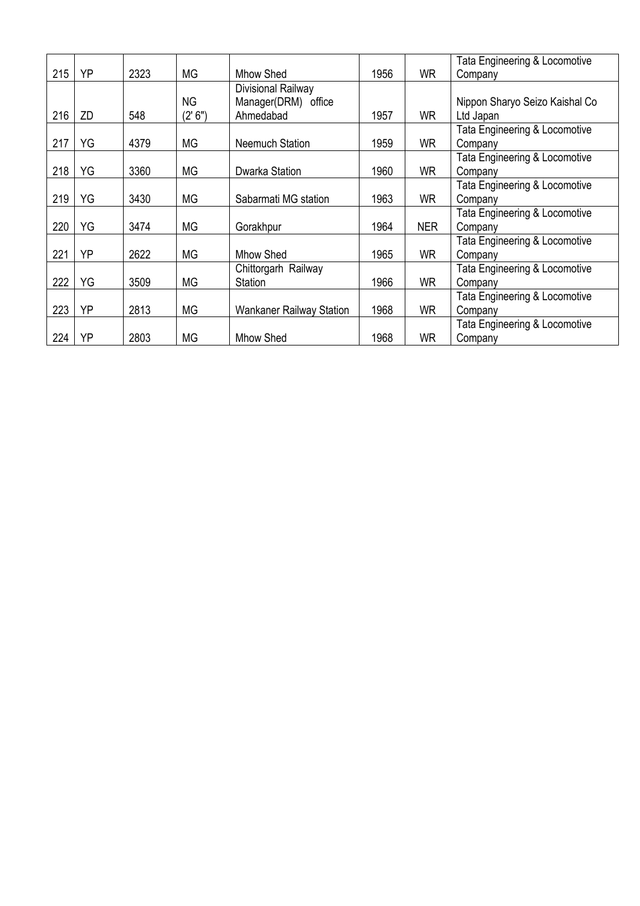| | | | | | | | |
|---|---|---|---|---|---|---|---|
| 215 | YP | 2323 | MG | Mhow Shed | 1956 | WR | Tata Engineering & Locomotive Company |
| 216 | ZD | 548 | NG (2' 6") | Divisional Railway Manager(DRM) office Ahmedabad | 1957 | WR | Nippon Sharyo Seizo Kaishal Co Ltd Japan |
| 217 | YG | 4379 | MG | Neemuch Station | 1959 | WR | Tata Engineering & Locomotive Company |
| 218 | YG | 3360 | MG | Dwarka Station | 1960 | WR | Tata Engineering & Locomotive Company |
| 219 | YG | 3430 | MG | Sabarmati MG station | 1963 | WR | Tata Engineering & Locomotive Company |
| 220 | YG | 3474 | MG | Gorakhpur | 1964 | NER | Tata Engineering & Locomotive Company |
| 221 | YP | 2622 | MG | Mhow Shed | 1965 | WR | Tata Engineering & Locomotive Company |
| 222 | YG | 3509 | MG | Chittorgarh Railway Station | 1966 | WR | Tata Engineering & Locomotive Company |
| 223 | YP | 2813 | MG | Wankaner Railway Station | 1968 | WR | Tata Engineering & Locomotive Company |
| 224 | YP | 2803 | MG | Mhow Shed | 1968 | WR | Tata Engineering & Locomotive Company |